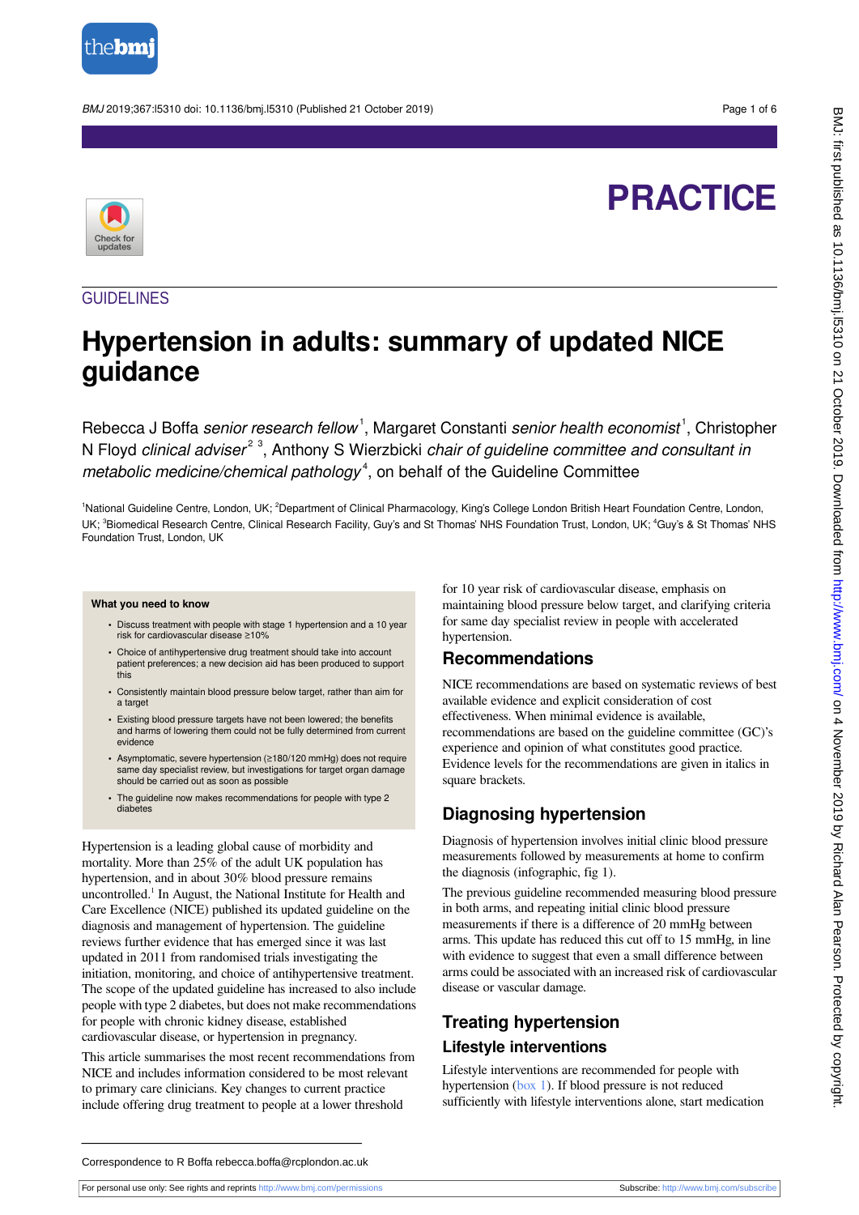PRACTICE

GUIDELINES

# Hypertension in adults: summary of updated NICE guidance

Rebecca J Boffa *senior research fellow*[1], Margaret Constanti *senior health economist*[1], Christopher N Floyd *clinical adviser*[2,3], Anthony S Wierzbicki *chair of guideline committee and consultant in metabolic medicine/chemical pathology*[4], on behalf of the Guideline Committee

[1]National Guideline Centre, London, UK; [2]Department of Clinical Pharmacology, King's College London British Heart Foundation Centre, London, UK; [3]Biomedical Research Centre, Clinical Research Facility, Guy's and St Thomas' NHS Foundation Trust, London, UK; [4]Guy's & St Thomas' NHS Foundation Trust, London, UK

**What you need to know**

- Discuss treatment with people with stage 1 hypertension and a 10 year risk for cardiovascular disease ≥10%
- Choice of antihypertensive drug treatment should take into account patient preferences; a new decision aid has been produced to support this
- Consistently maintain blood pressure below target, rather than aim for a target
- Existing blood pressure targets have not been lowered; the benefits and harms of lowering them could not be fully determined from current evidence
- Asymptomatic, severe hypertension (≥180/120 mmHg) does not require same day specialist review, but investigations for target organ damage should be carried out as soon as possible
- The guideline now makes recommendations for people with type 2 diabetes

Hypertension is a leading global cause of morbidity and mortality. More than 25% of the adult UK population has hypertension, and in about 30% blood pressure remains uncontrolled.[1] In August, the National Institute for Health and Care Excellence (NICE) published its updated guideline on the diagnosis and management of hypertension. The guideline reviews further evidence that has emerged since it was last updated in 2011 from randomised trials investigating the initiation, monitoring, and choice of antihypertensive treatment. The scope of the updated guideline has increased to also include people with type 2 diabetes, but does not make recommendations for people with chronic kidney disease, established cardiovascular disease, or hypertension in pregnancy.

This article summarises the most recent recommendations from NICE and includes information considered to be most relevant to primary care clinicians. Key changes to current practice include offering drug treatment to people at a lower threshold for 10 year risk of cardiovascular disease, emphasis on maintaining blood pressure below target, and clarifying criteria for same day specialist review in people with accelerated hypertension.

## Recommendations

NICE recommendations are based on systematic reviews of best available evidence and explicit consideration of cost effectiveness. When minimal evidence is available, recommendations are based on the guideline committee (GC)'s experience and opinion of what constitutes good practice. Evidence levels for the recommendations are given in italics in square brackets.

## Diagnosing hypertension

Diagnosis of hypertension involves initial clinic blood pressure measurements followed by measurements at home to confirm the diagnosis (infographic, fig 1).

The previous guideline recommended measuring blood pressure in both arms, and repeating initial clinic blood pressure measurements if there is a difference of 20 mmHg between arms. This update has reduced this cut off to 15 mmHg, in line with evidence to suggest that even a small difference between arms could be associated with an increased risk of cardiovascular disease or vascular damage.

## Treating hypertension

### Lifestyle interventions

Lifestyle interventions are recommended for people with hypertension (box 1). If blood pressure is not reduced sufficiently with lifestyle interventions alone, start medication

Correspondence to R Boffa rebecca.boffa@rcplondon.ac.uk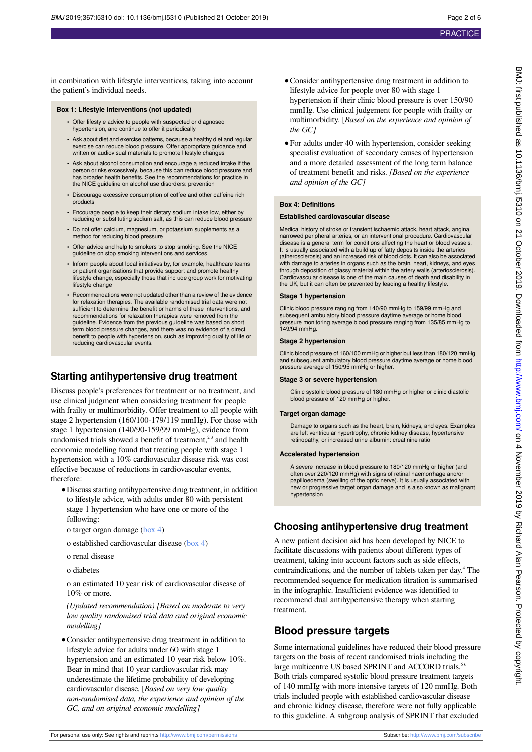in combination with lifestyle interventions, taking into account the patient's individual needs.

**Box 1: Lifestyle interventions (not updated)**

- Offer lifestyle advice to people with suspected or diagnosed hypertension, and continue to offer it periodically
- Ask about diet and exercise patterns, because a healthy diet and regular exercise can reduce blood pressure. Offer appropriate guidance and written or audiovisual materials to promote lifestyle changes
- Ask about alcohol consumption and encourage a reduced intake if the person drinks excessively, because this can reduce blood pressure and has broader health benefits. See the recommendations for practice in the NICE guideline on alcohol use disorders: prevention
- Discourage excessive consumption of coffee and other caffeine rich products
- Encourage people to keep their dietary sodium intake low, either by reducing or substituting sodium salt, as this can reduce blood pressure
- Do not offer calcium, magnesium, or potassium supplements as a method for reducing blood pressure
- Offer advice and help to smokers to stop smoking. See the NICE guideline on stop smoking interventions and services
- Inform people about local initiatives by, for example, healthcare teams or patient organisations that provide support and promote healthy lifestyle change, especially those that include group work for motivating lifestyle change
- Recommendations were not updated other than a review of the evidence for relaxation therapies. The available randomised trial data were not sufficient to determine the benefit or harms of these interventions, and recommendations for relaxation therapies were removed from the guideline. Evidence from the previous guideline was based on short term blood pressure changes, and there was no evidence of a direct benefit to people with hypertension, such as improving quality of life or reducing cardiovascular events.

## Starting antihypertensive drug treatment

Discuss people's preferences for treatment or no treatment, and use clinical judgment when considering treatment for people with frailty or multimorbidity. Offer treatment to all people with stage 2 hypertension (160/100-179/119 mmHg). For those with stage 1 hypertension (140/90-159/99 mmHg), evidence from randomised trials showed a benefit of treatment,[2,3] and health economic modelling found that treating people with stage 1 hypertension with a 10% cardiovascular disease risk was cost effective because of reductions in cardiovascular events, therefore:

- Discuss starting antihypertensive drug treatment, in addition to lifestyle advice, with adults under 80 with persistent stage 1 hypertension who have one or more of the following:

  o target organ damage (box 4)

  o established cardiovascular disease (box 4)

  o renal disease

  o diabetes

  o an estimated 10 year risk of cardiovascular disease of 10% or more.

  *(Updated recommendation) [Based on moderate to very low quality randomised trial data and original economic modelling]*

- Consider antihypertensive drug treatment in addition to lifestyle advice for adults under 60 with stage 1 hypertension and an estimated 10 year risk below 10%. Bear in mind that 10 year cardiovascular risk may underestimate the lifetime probability of developing cardiovascular disease. [*Based on very low quality non-randomised data, the experience and opinion of the GC, and on original economic modelling]*
- Consider antihypertensive drug treatment in addition to lifestyle advice for people over 80 with stage 1 hypertension if their clinic blood pressure is over 150/90 mmHg. Use clinical judgement for people with frailty or multimorbidity. [*Based on the experience and opinion of the GC]*
- For adults under 40 with hypertension, consider seeking specialist evaluation of secondary causes of hypertension and a more detailed assessment of the long term balance of treatment benefit and risks. *[Based on the experience and opinion of the GC]*

**Box 4: Definitions**

**Established cardiovascular disease**

Medical history of stroke or transient ischaemic attack, heart attack, angina, narrowed peripheral arteries, or an interventional procedure. Cardiovascular disease is a general term for conditions affecting the heart or blood vessels. It is usually associated with a build up of fatty deposits inside the arteries (atherosclerosis) and an increased risk of blood clots. It can also be associated with damage to arteries in organs such as the brain, heart, kidneys, and eyes through deposition of glassy material within the artery walls (arteriosclerosis). Cardiovascular disease is one of the main causes of death and disability in the UK, but it can often be prevented by leading a healthy lifestyle.

**Stage 1 hypertension**

Clinic blood pressure ranging from 140/90 mmHg to 159/99 mmHg and subsequent ambulatory blood pressure daytime average or home blood pressure monitoring average blood pressure ranging from 135/85 mmHg to 149/94 mmHg.

**Stage 2 hypertension**

Clinic blood pressure of 160/100 mmHg or higher but less than 180/120 mmHg and subsequent ambulatory blood pressure daytime average or home blood pressure average of 150/95 mmHg or higher.

**Stage 3 or severe hypertension**

Clinic systolic blood pressure of 180 mmHg or higher or clinic diastolic blood pressure of 120 mmHg or higher.

**Target organ damage**

Damage to organs such as the heart, brain, kidneys, and eyes. Examples are left ventricular hypertrophy, chronic kidney disease, hypertensive retinopathy, or increased urine albumin: creatinine ratio

**Accelerated hypertension**

A severe increase in blood pressure to 180/120 mmHg or higher (and often over 220/120 mmHg) with signs of retinal haemorrhage and/or papilloedema (swelling of the optic nerve). It is usually associated with new or progressive target organ damage and is also known as malignant hypertension

## Choosing antihypertensive drug treatment

A new patient decision aid has been developed by NICE to facilitate discussions with patients about different types of treatment, taking into account factors such as side effects, contraindications, and the number of tablets taken per day.[4] The recommended sequence for medication titration is summarised in the infographic. Insufficient evidence was identified to recommend dual antihypertensive therapy when starting treatment.

## Blood pressure targets

Some international guidelines have reduced their blood pressure targets on the basis of recent randomised trials including the large multicentre US based SPRINT and ACCORD trials.[5,6] Both trials compared systolic blood pressure treatment targets of 140 mmHg with more intensive targets of 120 mmHg. Both trials included people with established cardiovascular disease and chronic kidney disease, therefore were not fully applicable to this guideline. A subgroup analysis of SPRINT that excluded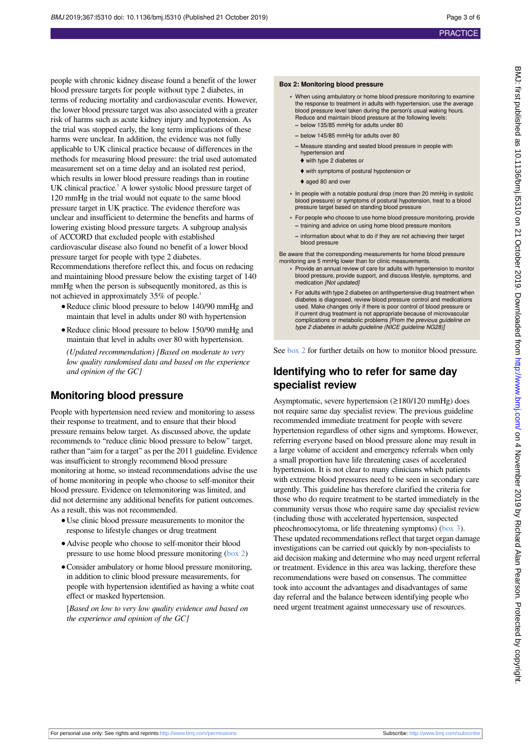people with chronic kidney disease found a benefit of the lower blood pressure targets for people without type 2 diabetes, in terms of reducing mortality and cardiovascular events. However, the lower blood pressure target was also associated with a greater risk of harms such as acute kidney injury and hypotension. As the trial was stopped early, the long term implications of these harms were unclear. In addition, the evidence was not fully applicable to UK clinical practice because of differences in the methods for measuring blood pressure: the trial used automated measurement set on a time delay and an isolated rest period, which results in lower blood pressure readings than in routine UK clinical practice.[7] A lower systolic blood pressure target of 120 mmHg in the trial would not equate to the same blood pressure target in UK practice. The evidence therefore was unclear and insufficient to determine the benefits and harms of lowering existing blood pressure targets. A subgroup analysis of ACCORD that excluded people with established cardiovascular disease also found no benefit of a lower blood pressure target for people with type 2 diabetes.

Recommendations therefore reflect this, and focus on reducing and maintaining blood pressure below the existing target of 140 mmHg when the person is subsequently monitored, as this is not achieved in approximately 35% of people.[1]

- Reduce clinic blood pressure to below 140/90 mmHg and maintain that level in adults under 80 with hypertension
- Reduce clinic blood pressure to below 150/90 mmHg and maintain that level in adults over 80 with hypertension.

*(Updated recommendation) [Based on moderate to very low quality randomised data and based on the experience and opinion of the GC]*

## Monitoring blood pressure

People with hypertension need review and monitoring to assess their response to treatment, and to ensure that their blood pressure remains below target. As discussed above, the update recommends to "reduce clinic blood pressure to below" target, rather than "aim for a target" as per the 2011 guideline. Evidence was insufficient to strongly recommend blood pressure monitoring at home, so instead recommendations advise the use of home monitoring in people who choose to self-monitor their blood pressure. Evidence on telemonitoring was limited, and did not determine any additional benefits for patient outcomes. As a result, this was not recommended.

- Use clinic blood pressure measurements to monitor the response to lifestyle changes or drug treatment
- Advise people who choose to self-monitor their blood pressure to use home blood pressure monitoring (box 2)
- Consider ambulatory or home blood pressure monitoring, in addition to clinic blood pressure measurements, for people with hypertension identified as having a white coat effect or masked hypertension.

[*Based on low to very low quality evidence and based on the experience and opinion of the GC]*

**Box 2: Monitoring blood pressure**

- When using ambulatory or home blood pressure monitoring to examine the response to treatment in adults with hypertension, use the average blood pressure level taken during the person's usual waking hours. Reduce and maintain blood pressure at the following levels:
  - below 135/85 mmHg for adults under 80
  - below 145/85 mmHg for adults over 80
  - Measure standing and seated blood pressure in people with hypertension and
    - with type 2 diabetes or
    - with symptoms of postural hypotension or
    - aged 80 and over
- In people with a notable postural drop (more than 20 mmHg in systolic blood pressure) or symptoms of postural hypotension, treat to a blood pressure target based on standing blood pressure
- For people who choose to use home blood pressure monitoring, provide
  - training and advice on using home blood pressure monitors
  - information about what to do if they are not achieving their target blood pressure

Be aware that the corresponding measurements for home blood pressure monitoring are 5 mmHg lower than for clinic measurements.

- Provide an annual review of care for adults with hypertension to monitor blood pressure, provide support, and discuss lifestyle, symptoms, and medication *[Not updated]*
- For adults with type 2 diabetes on antihypertensive drug treatment when diabetes is diagnosed, review blood pressure control and medications used. Make changes only if there is poor control of blood pressure or if current drug treatment is not appropriate because of microvascular complications or metabolic problems *[From the previous guideline on type 2 diabetes in adults guideline (NICE guideline NG28)]*

See box 2 for further details on how to monitor blood pressure.

## Identifying who to refer for same day specialist review

Asymptomatic, severe hypertension (≥180/120 mmHg) does not require same day specialist review. The previous guideline recommended immediate treatment for people with severe hypertension regardless of other signs and symptoms. However, referring everyone based on blood pressure alone may result in a large volume of accident and emergency referrals when only a small proportion have life threatening cases of accelerated hypertension. It is not clear to many clinicians which patients with extreme blood pressures need to be seen in secondary care urgently. This guideline has therefore clarified the criteria for those who do require treatment to be started immediately in the community versus those who require same day specialist review (including those with accelerated hypertension, suspected pheochromocytoma, or life threatening symptoms) (box 3). These updated recommendations reflect that target organ damage investigations can be carried out quickly by non-specialists to aid decision making and determine who may need urgent referral or treatment. Evidence in this area was lacking, therefore these recommendations were based on consensus. The committee took into account the advantages and disadvantages of same day referral and the balance between identifying people who need urgent treatment against unnecessary use of resources.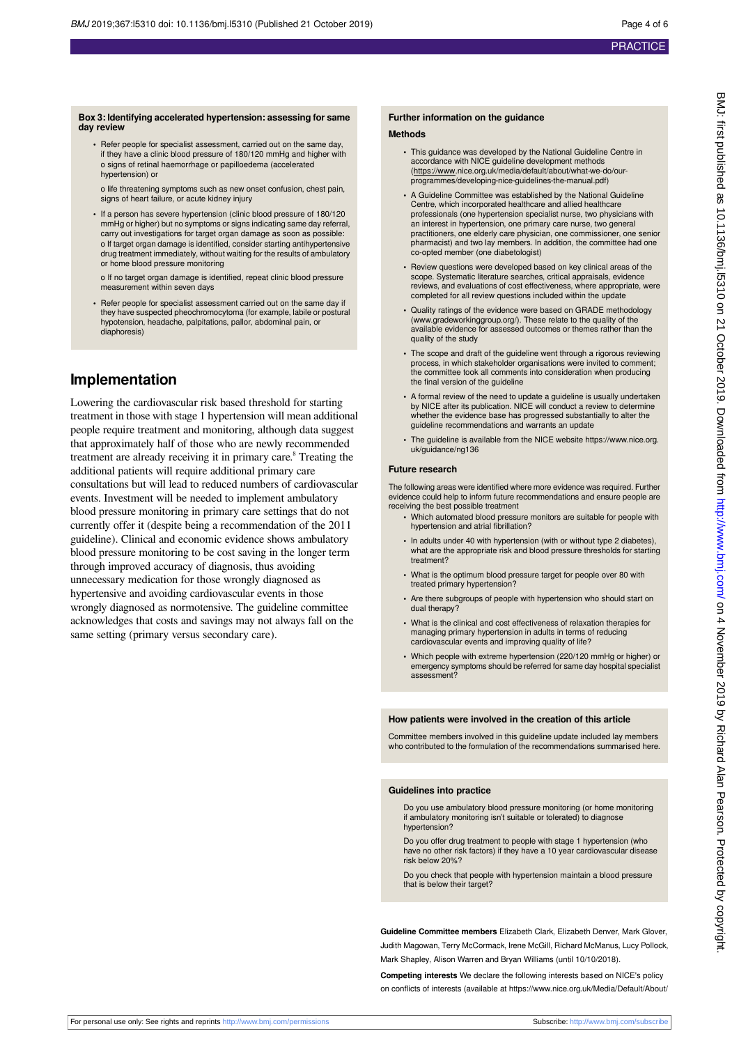**Box 3: Identifying accelerated hypertension: assessing for same day review**

- Refer people for specialist assessment, carried out on the same day, if they have a clinic blood pressure of 180/120 mmHg and higher with
  o signs of retinal haemorrhage or papilloedema (accelerated hypertension) or

  o life threatening symptoms such as new onset confusion, chest pain, signs of heart failure, or acute kidney injury
- If a person has severe hypertension (clinic blood pressure of 180/120 mmHg or higher) but no symptoms or signs indicating same day referral, carry out investigations for target organ damage as soon as possible:
  o If target organ damage is identified, consider starting antihypertensive drug treatment immediately, without waiting for the results of ambulatory or home blood pressure monitoring

  o If no target organ damage is identified, repeat clinic blood pressure measurement within seven days
- Refer people for specialist assessment carried out on the same day if they have suspected pheochromocytoma (for example, labile or postural hypotension, headache, palpitations, pallor, abdominal pain, or diaphoresis)

## Implementation

Lowering the cardiovascular risk based threshold for starting treatment in those with stage 1 hypertension will mean additional people require treatment and monitoring, although data suggest that approximately half of those who are newly recommended treatment are already receiving it in primary care.[8] Treating the additional patients will require additional primary care consultations but will lead to reduced numbers of cardiovascular events. Investment will be needed to implement ambulatory blood pressure monitoring in primary care settings that do not currently offer it (despite being a recommendation of the 2011 guideline). Clinical and economic evidence shows ambulatory blood pressure monitoring to be cost saving in the longer term through improved accuracy of diagnosis, thus avoiding unnecessary medication for those wrongly diagnosed as hypertensive and avoiding cardiovascular events in those wrongly diagnosed as normotensive. The guideline committee acknowledges that costs and savings may not always fall on the same setting (primary versus secondary care).

**Further information on the guidance**

**Methods**

- This guidance was developed by the National Guideline Centre in accordance with NICE guideline development methods (https://www.nice.org.uk/media/default/about/what-we-do/our-programmes/developing-nice-guidelines-the-manual.pdf)
- A Guideline Committee was established by the National Guideline Centre, which incorporated healthcare and allied healthcare professionals (one hypertension specialist nurse, two physicians with an interest in hypertension, one primary care nurse, two general practitioners, one elderly care physician, one commissioner, one senior pharmacist) and two lay members. In addition, the committee had one co-opted member (one diabetologist)
- Review questions were developed based on key clinical areas of the scope. Systematic literature searches, critical appraisals, evidence reviews, and evaluations of cost effectiveness, where appropriate, were completed for all review questions included within the update
- Quality ratings of the evidence were based on GRADE methodology (www.gradeworkinggroup.org/). These relate to the quality of the available evidence for assessed outcomes or themes rather than the quality of the study
- The scope and draft of the guideline went through a rigorous reviewing process, in which stakeholder organisations were invited to comment; the committee took all comments into consideration when producing the final version of the guideline
- A formal review of the need to update a guideline is usually undertaken by NICE after its publication. NICE will conduct a review to determine whether the evidence base has progressed substantially to alter the guideline recommendations and warrants an update
- The guideline is available from the NICE website https://www.nice.org.uk/guidance/ng136

**Future research**

The following areas were identified where more evidence was required. Further evidence could help to inform future recommendations and ensure people are receiving the best possible treatment

- Which automated blood pressure monitors are suitable for people with hypertension and atrial fibrillation?
- In adults under 40 with hypertension (with or without type 2 diabetes), what are the appropriate risk and blood pressure thresholds for starting treatment?
- What is the optimum blood pressure target for people over 80 with treated primary hypertension?
- Are there subgroups of people with hypertension who should start on dual therapy?
- What is the clinical and cost effectiveness of relaxation therapies for managing primary hypertension in adults in terms of reducing cardiovascular events and improving quality of life?
- Which people with extreme hypertension (220/120 mmHg or higher) or emergency symptoms should be referred for same day hospital specialist assessment?

**How patients were involved in the creation of this article**

Committee members involved in this guideline update included lay members who contributed to the formulation of the recommendations summarised here.

**Guidelines into practice**

Do you use ambulatory blood pressure monitoring (or home monitoring if ambulatory monitoring isn't suitable or tolerated) to diagnose hypertension?

Do you offer drug treatment to people with stage 1 hypertension (who have no other risk factors) if they have a 10 year cardiovascular disease risk below 20%?

Do you check that people with hypertension maintain a blood pressure that is below their target?

**Guideline Committee members** Elizabeth Clark, Elizabeth Denver, Mark Glover, Judith Magowan, Terry McCormack, Irene McGill, Richard McManus, Lucy Pollock, Mark Shapley, Alison Warren and Bryan Williams (until 10/10/2018).

**Competing interests** We declare the following interests based on NICE's policy on conflicts of interests (available at https://www.nice.org.uk/Media/Default/About/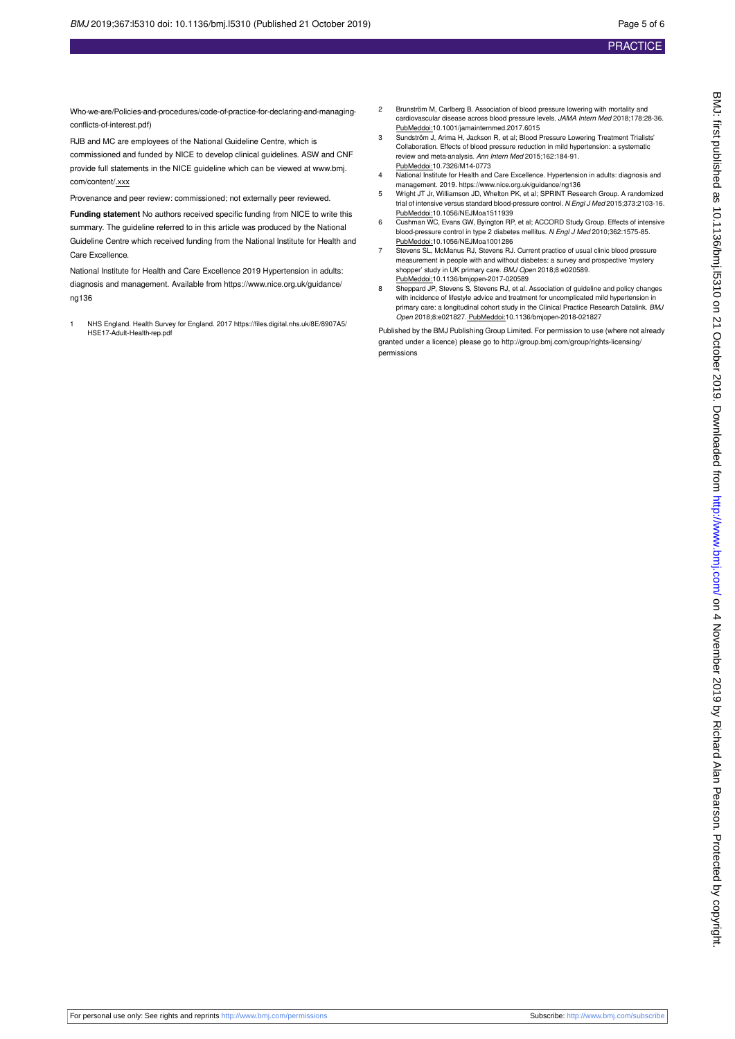Who-we-are/Policies-and-procedures/code-of-practice-for-declaring-and-managing-conflicts-of-interest.pdf)

RJB and MC are employees of the National Guideline Centre, which is commissioned and funded by NICE to develop clinical guidelines. ASW and CNF provide full statements in the NICE guideline which can be viewed at www.bmj.com/content/.xxx

Provenance and peer review: commissioned; not externally peer reviewed.

**Funding statement** No authors received specific funding from NICE to write this summary. The guideline referred to in this article was produced by the National Guideline Centre which received funding from the National Institute for Health and Care Excellence.

National Institute for Health and Care Excellence 2019 Hypertension in adults: diagnosis and management. Available from https://www.nice.org.uk/guidance/ng136

1. NHS England. Health Survey for England. 2017 https://files.digital.nhs.uk/8E/8907A5/HSE17-Adult-Health-rep.pdf
2. Brunström M, Carlberg B. Association of blood pressure lowering with mortality and cardiovascular disease across blood pressure levels. *JAMA Intern Med* 2018;178:28-36. PubMeddoi:10.1001/jamainternmed.2017.6015
3. Sundström J, Arima H, Jackson R, et al; Blood Pressure Lowering Treatment Trialists' Collaboration. Effects of blood pressure reduction in mild hypertension: a systematic review and meta-analysis. *Ann Intern Med* 2015;162:184-91. PubMeddoi:10.7326/M14-0773
4. National Institute for Health and Care Excellence. Hypertension in adults: diagnosis and management. 2019. https://www.nice.org.uk/guidance/ng136
5. Wright JT Jr, Williamson JD, Whelton PK, et al; SPRINT Research Group. A randomized trial of intensive versus standard blood-pressure control. *N Engl J Med* 2015;373:2103-16. PubMeddoi:10.1056/NEJMoa1511939
6. Cushman WC, Evans GW, Byington RP, et al; ACCORD Study Group. Effects of intensive blood-pressure control in type 2 diabetes mellitus. *N Engl J Med* 2010;362:1575-85. PubMeddoi:10.1056/NEJMoa1001286
7. Stevens SL, McManus RJ, Stevens RJ. Current practice of usual clinic blood pressure measurement in people with and without diabetes: a survey and prospective 'mystery shopper' study in UK primary care. *BMJ Open* 2018;8:e020589. PubMeddoi:10.1136/bmjopen-2017-020589
8. Sheppard JP, Stevens S, Stevens RJ, et al. Association of guideline and policy changes with incidence of lifestyle advice and treatment for uncomplicated mild hypertension in primary care: a longitudinal cohort study in the Clinical Practice Research Datalink. *BMJ Open* 2018;8:e021827. PubMeddoi:10.1136/bmjopen-2018-021827

Published by the BMJ Publishing Group Limited. For permission to use (where not already granted under a licence) please go to http://group.bmj.com/group/rights-licensing/permissions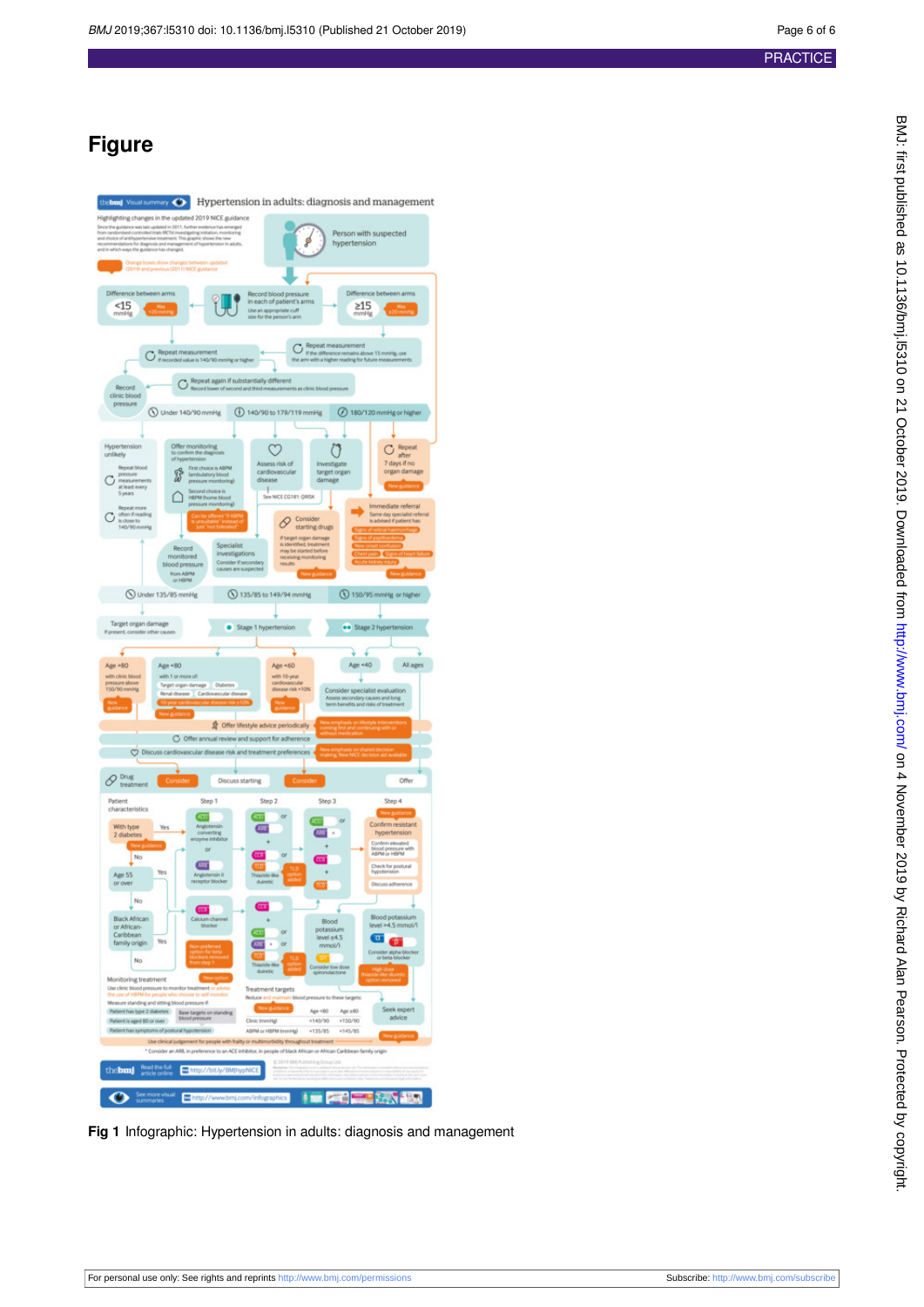# Figure

Hypertension in adults: diagnosis and management

Fig 1 Infographic: Hypertension in adults: diagnosis and management